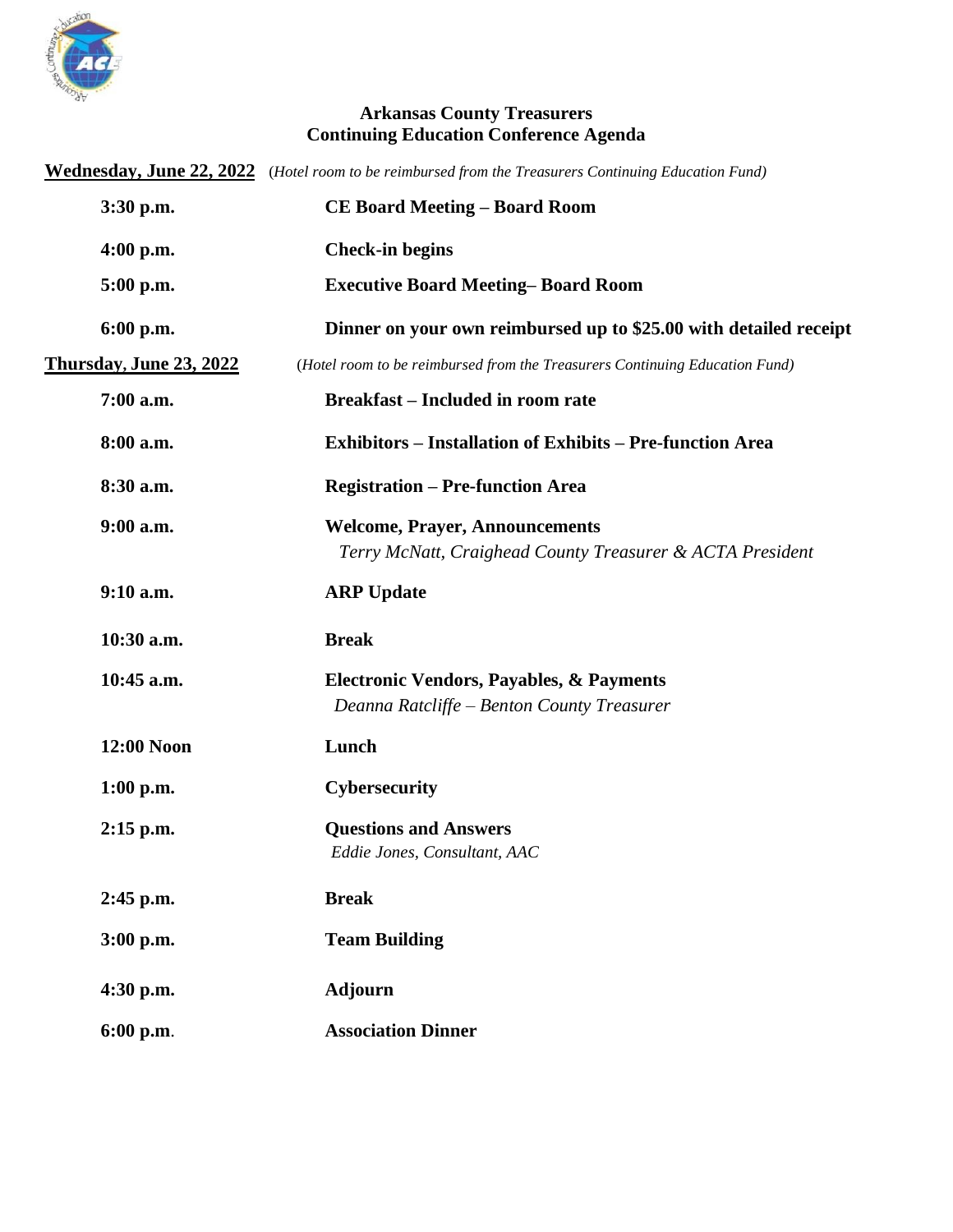# Arkansas County Treasurers
# Continuing Education Conference Agenda

**Wednesday, June 22, 2022** (*Hotel room to be reimbursed from the Treasurers Continuing Education Fund)*

| | |
|---|---|
| **3:30 p.m.** | **CE Board Meeting – Board Room** |
| **4:00 p.m.** | **Check-in begins** |
| **5:00 p.m.** | **Executive Board Meeting– Board Room** |
| **6:00 p.m.** | **Dinner on your own reimbursed up to $25.00 with detailed receipt** |

**Thursday, June 23, 2022** (*Hotel room to be reimbursed from the Treasurers Continuing Education Fund)*

| | |
|---|---|
| **7:00 a.m.** | **Breakfast – Included in room rate** |
| **8:00 a.m.** | **Exhibitors – Installation of Exhibits – Pre-function Area** |
| **8:30 a.m.** | **Registration – Pre-function Area** |
| **9:00 a.m.** | **Welcome, Prayer, Announcements**<br>*Terry McNatt, Craighead County Treasurer & ACTA President* |
| **9:10 a.m.** | **ARP Update** |
| **10:30 a.m.** | **Break** |
| **10:45 a.m.** | **Electronic Vendors, Payables, & Payments**<br>*Deanna Ratcliffe – Benton County Treasurer* |
| **12:00 Noon** | **Lunch** |
| **1:00 p.m.** | **Cybersecurity** |
| **2:15 p.m.** | **Questions and Answers**<br>*Eddie Jones, Consultant, AAC* |
| **2:45 p.m.** | **Break** |
| **3:00 p.m.** | **Team Building** |
| **4:30 p.m.** | **Adjourn** |
| **6:00 p.m.** | **Association Dinner** |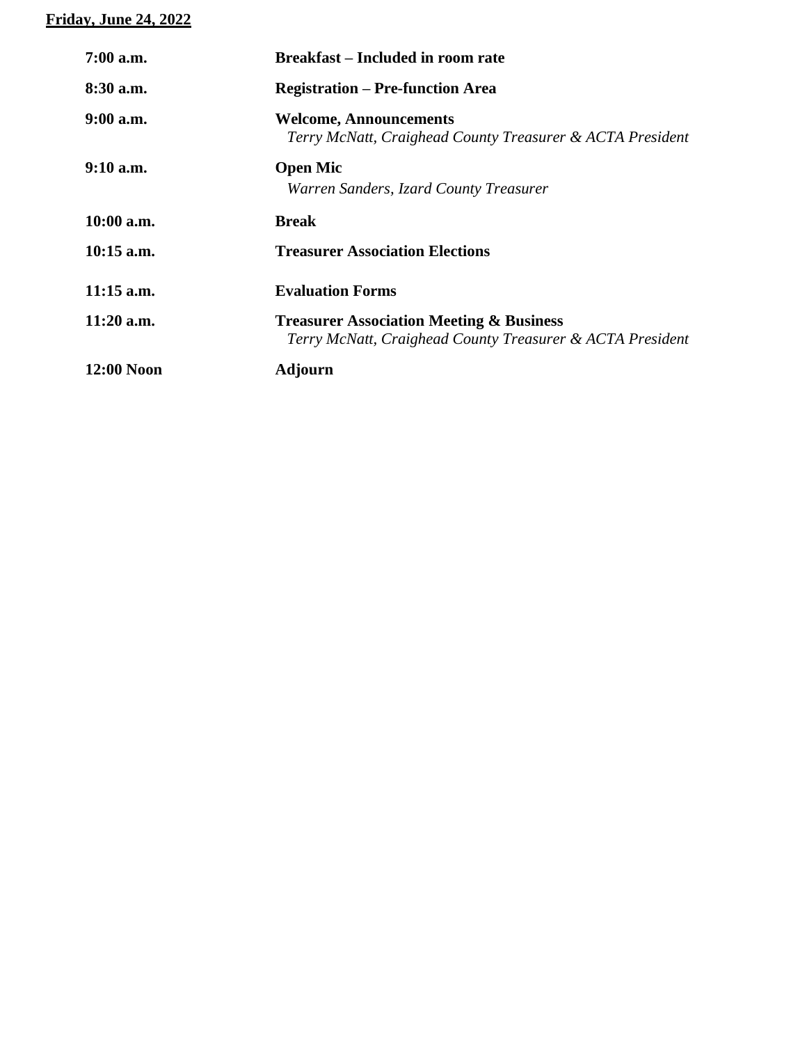**<u>Friday, June 24, 2022</u>**

| | |
|---|---|
| **7:00 a.m.** | **Breakfast – Included in room rate** |
| **8:30 a.m.** | **Registration – Pre-function Area** |
| **9:00 a.m.** | **Welcome, Announcements**<br>*Terry McNatt, Craighead County Treasurer & ACTA President* |
| **9:10 a.m.** | **Open Mic**<br>*Warren Sanders, Izard County Treasurer* |
| **10:00 a.m.** | **Break** |
| **10:15 a.m.** | **Treasurer Association Elections** |
| **11:15 a.m.** | **Evaluation Forms** |
| **11:20 a.m.** | **Treasurer Association Meeting & Business**<br>*Terry McNatt, Craighead County Treasurer & ACTA President* |
| **12:00 Noon** | **Adjourn** |